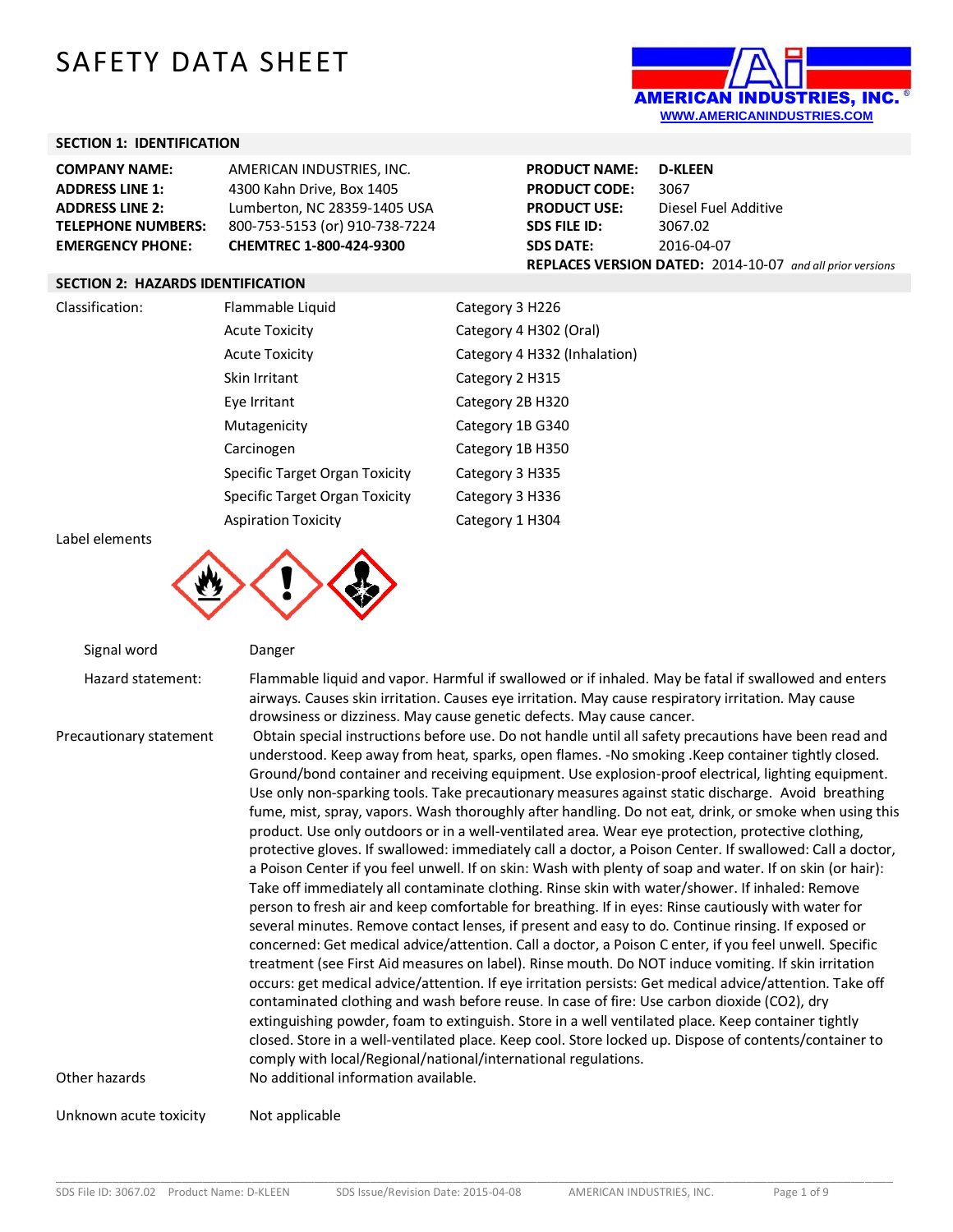# SAFETY DATA SHEET

AMERICAN INDUSTRIES, INC.
WWW.AMERICANINDUSTRIES.COM

## SECTION 1: IDENTIFICATION

| | | | |
|---|---|---|---|
| **COMPANY NAME:** | AMERICAN INDUSTRIES, INC. | **PRODUCT NAME:** | **D-KLEEN** |
| **ADDRESS LINE 1:** | 4300 Kahn Drive, Box 1405 | **PRODUCT CODE:** | 3067 |
| **ADDRESS LINE 2:** | Lumberton, NC 28359-1405 USA | **PRODUCT USE:** | Diesel Fuel Additive |
| **TELEPHONE NUMBERS:** | 800-753-5153 (or) 910-738-7224 | **SDS FILE ID:** | 3067.02 |
| **EMERGENCY PHONE:** | **CHEMTREC 1-800-424-9300** | **SDS DATE:** | 2016-04-07 |

**REPLACES VERSION DATED:** 2014-10-07 *and all prior versions*

## SECTION 2: HAZARDS IDENTIFICATION

| Classification: | | |
|---|---|---|
| | Flammable Liquid | Category 3 H226 |
| | Acute Toxicity | Category 4 H302 (Oral) |
| | Acute Toxicity | Category 4 H332 (Inhalation) |
| | Skin Irritant | Category 2 H315 |
| | Eye Irritant | Category 2B H320 |
| | Mutagenicity | Category 1B G340 |
| | Carcinogen | Category 1B H350 |
| | Specific Target Organ Toxicity | Category 3 H335 |
| | Specific Target Organ Toxicity | Category 3 H336 |
| | Aspiration Toxicity | Category 1 H304 |

Label elements

Signal word: Danger

Hazard statement: Flammable liquid and vapor. Harmful if swallowed or if inhaled. May be fatal if swallowed and enters airways. Causes skin irritation. Causes eye irritation. May cause respiratory irritation. May cause drowsiness or dizziness. May cause genetic defects. May cause cancer.

Precautionary statement: Obtain special instructions before use. Do not handle until all safety precautions have been read and understood. Keep away from heat, sparks, open flames. -No smoking .Keep container tightly closed. Ground/bond container and receiving equipment. Use explosion-proof electrical, lighting equipment. Use only non-sparking tools. Take precautionary measures against static discharge. Avoid breathing fume, mist, spray, vapors. Wash thoroughly after handling. Do not eat, drink, or smoke when using this product. Use only outdoors or in a well-ventilated area. Wear eye protection, protective clothing, protective gloves. If swallowed: immediately call a doctor, a Poison Center. If swallowed: Call a doctor, a Poison Center if you feel unwell. If on skin: Wash with plenty of soap and water. If on skin (or hair): Take off immediately all contaminate clothing. Rinse skin with water/shower. If inhaled: Remove person to fresh air and keep comfortable for breathing. If in eyes: Rinse cautiously with water for several minutes. Remove contact lenses, if present and easy to do. Continue rinsing. If exposed or concerned: Get medical advice/attention. Call a doctor, a Poison C enter, if you feel unwell. Specific treatment (see First Aid measures on label). Rinse mouth. Do NOT induce vomiting. If skin irritation occurs: get medical advice/attention. If eye irritation persists: Get medical advice/attention. Take off contaminated clothing and wash before reuse. In case of fire: Use carbon dioxide ($CO_2$), dry extinguishing powder, foam to extinguish. Store in a well ventilated place. Keep container tightly closed. Store in a well-ventilated place. Keep cool. Store locked up. Dispose of contents/container to comply with local/Regional/national/international regulations.

Other hazards: No additional information available.

Unknown acute toxicity: Not applicable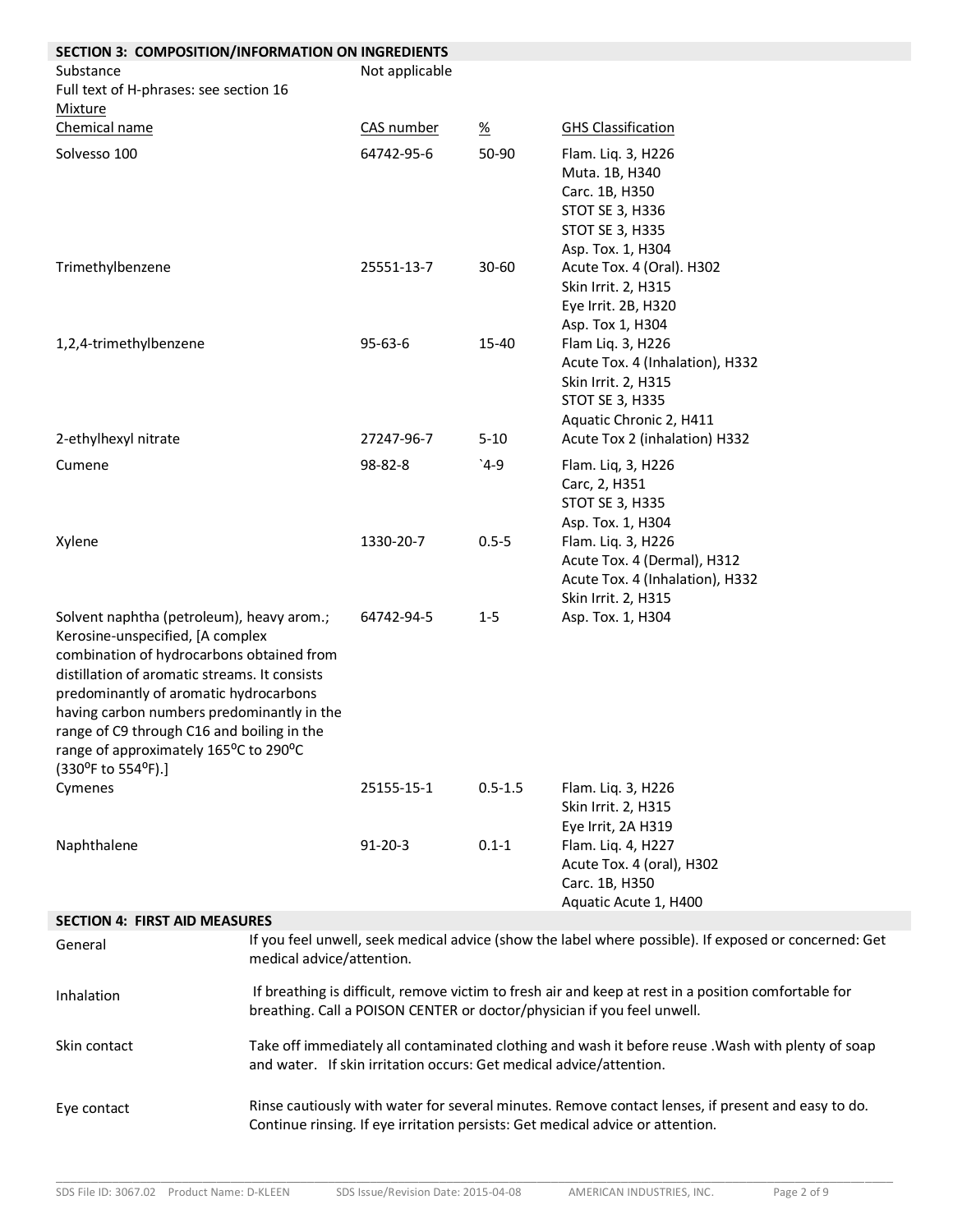## SECTION 3: COMPOSITION/INFORMATION ON INGREDIENTS

Substance — Not applicable

Full text of H-phrases: see section 16

Mixture

| Chemical name | CAS number | % | GHS Classification |
|---|---|---|---|
| Solvesso 100 | 64742-95-6 | 50-90 | Flam. Liq. 3, H226<br>Muta. 1B, H340<br>Carc. 1B, H350<br>STOT SE 3, H336<br>STOT SE 3, H335<br>Asp. Tox. 1, H304 |
| Trimethylbenzene | 25551-13-7 | 30-60 | Acute Tox. 4 (Oral). H302<br>Skin Irrit. 2, H315<br>Eye Irrit. 2B, H320<br>Asp. Tox 1, H304 |
| 1,2,4-trimethylbenzene | 95-63-6 | 15-40 | Flam Liq. 3, H226<br>Acute Tox. 4 (Inhalation), H332<br>Skin Irrit. 2, H315<br>STOT SE 3, H335<br>Aquatic Chronic 2, H411 |
| 2-ethylhexyl nitrate | 27247-96-7 | 5-10 | Acute Tox 2 (inhalation) H332 |
| Cumene | 98-82-8 | `4-9 | Flam. Liq, 3, H226<br>Carc, 2, H351<br>STOT SE 3, H335<br>Asp. Tox. 1, H304 |
| Xylene | 1330-20-7 | 0.5-5 | Flam. Liq. 3, H226<br>Acute Tox. 4 (Dermal), H312<br>Acute Tox. 4 (Inhalation), H332<br>Skin Irrit. 2, H315 |
| Solvent naphtha (petroleum), heavy arom.; Kerosine-unspecified, [A complex combination of hydrocarbons obtained from distillation of aromatic streams. It consists predominantly of aromatic hydrocarbons having carbon numbers predominantly in the range of C9 through C16 and boiling in the range of approximately 165ºC to 290ºC (330ºF to 554ºF).] | 64742-94-5 | 1-5 | Asp. Tox. 1, H304 |
| Cymenes | 25155-15-1 | 0.5-1.5 | Flam. Liq. 3, H226<br>Skin Irrit. 2, H315<br>Eye Irrit, 2A H319 |
| Naphthalene | 91-20-3 | 0.1-1 | Flam. Liq. 4, H227<br>Acute Tox. 4 (oral), H302<br>Carc. 1B, H350<br>Aquatic Acute 1, H400 |

## SECTION 4: FIRST AID MEASURES

**General** — If you feel unwell, seek medical advice (show the label where possible). If exposed or concerned: Get medical advice/attention.

**Inhalation** — If breathing is difficult, remove victim to fresh air and keep at rest in a position comfortable for breathing. Call a POISON CENTER or doctor/physician if you feel unwell.

**Skin contact** — Take off immediately all contaminated clothing and wash it before reuse .Wash with plenty of soap and water. If skin irritation occurs: Get medical advice/attention.

**Eye contact** — Rinse cautiously with water for several minutes. Remove contact lenses, if present and easy to do. Continue rinsing. If eye irritation persists: Get medical advice or attention.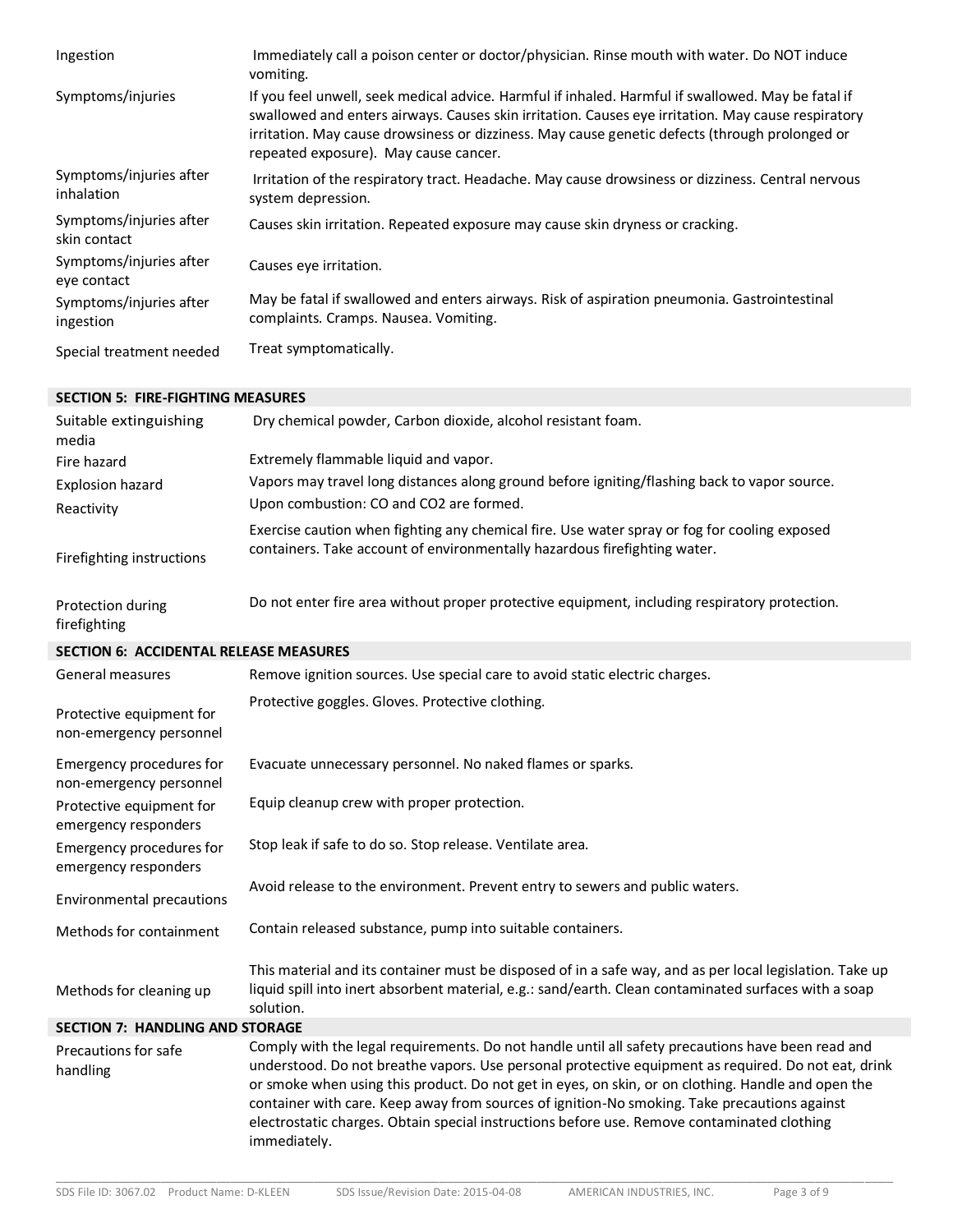| | |
|---|---|
| Ingestion | Immediately call a poison center or doctor/physician. Rinse mouth with water. Do NOT induce vomiting. |
| Symptoms/injuries | If you feel unwell, seek medical advice. Harmful if inhaled. Harmful if swallowed. May be fatal if swallowed and enters airways. Causes skin irritation. Causes eye irritation. May cause respiratory irritation. May cause drowsiness or dizziness. May cause genetic defects (through prolonged or repeated exposure). May cause cancer. |
| Symptoms/injuries after inhalation | Irritation of the respiratory tract. Headache. May cause drowsiness or dizziness. Central nervous system depression. |
| Symptoms/injuries after skin contact | Causes skin irritation. Repeated exposure may cause skin dryness or cracking. |
| Symptoms/injuries after eye contact | Causes eye irritation. |
| Symptoms/injuries after ingestion | May be fatal if swallowed and enters airways. Risk of aspiration pneumonia. Gastrointestinal complaints. Cramps. Nausea. Vomiting. |
| Special treatment needed | Treat symptomatically. |

## SECTION 5: FIRE-FIGHTING MEASURES

| | |
|---|---|
| Suitable extinguishing media | Dry chemical powder, Carbon dioxide, alcohol resistant foam. |
| Fire hazard | Extremely flammable liquid and vapor. |
| Explosion hazard | Vapors may travel long distances along ground before igniting/flashing back to vapor source. |
| Reactivity | Upon combustion: CO and $CO_2$ are formed. |
| Firefighting instructions | Exercise caution when fighting any chemical fire. Use water spray or fog for cooling exposed containers. Take account of environmentally hazardous firefighting water. |
| Protection during firefighting | Do not enter fire area without proper protective equipment, including respiratory protection. |

## SECTION 6: ACCIDENTAL RELEASE MEASURES

| | |
|---|---|
| General measures | Remove ignition sources. Use special care to avoid static electric charges. |
| Protective equipment for non-emergency personnel | Protective goggles. Gloves. Protective clothing. |
| Emergency procedures for non-emergency personnel | Evacuate unnecessary personnel. No naked flames or sparks. |
| Protective equipment for emergency responders | Equip cleanup crew with proper protection. |
| Emergency procedures for emergency responders | Stop leak if safe to do so. Stop release. Ventilate area. |
| Environmental precautions | Avoid release to the environment. Prevent entry to sewers and public waters. |
| Methods for containment | Contain released substance, pump into suitable containers. |
| Methods for cleaning up | This material and its container must be disposed of in a safe way, and as per local legislation. Take up liquid spill into inert absorbent material, e.g.: sand/earth. Clean contaminated surfaces with a soap solution. |

## SECTION 7: HANDLING AND STORAGE

| | |
|---|---|
| Precautions for safe handling | Comply with the legal requirements. Do not handle until all safety precautions have been read and understood. Do not breathe vapors. Use personal protective equipment as required. Do not eat, drink or smoke when using this product. Do not get in eyes, on skin, or on clothing. Handle and open the container with care. Keep away from sources of ignition-No smoking. Take precautions against electrostatic charges. Obtain special instructions before use. Remove contaminated clothing immediately. |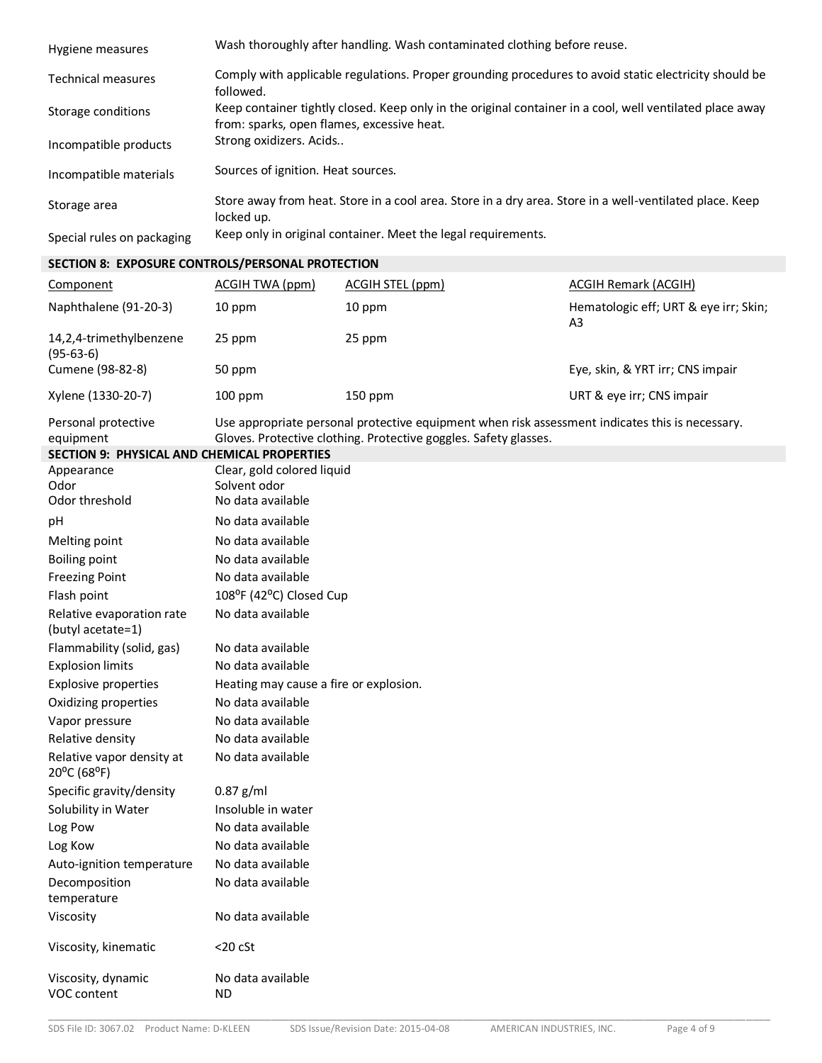| | |
|---|---|
| Hygiene measures | Wash thoroughly after handling. Wash contaminated clothing before reuse. |
| Technical measures | Comply with applicable regulations. Proper grounding procedures to avoid static electricity should be followed. |
| Storage conditions | Keep container tightly closed. Keep only in the original container in a cool, well ventilated place away from: sparks, open flames, excessive heat. |
| Incompatible products | Strong oxidizers. Acids.. |
| Incompatible materials | Sources of ignition. Heat sources. |
| Storage area | Store away from heat. Store in a cool area. Store in a dry area. Store in a well-ventilated place. Keep locked up. |
| Special rules on packaging | Keep only in original container. Meet the legal requirements. |

## SECTION 8: EXPOSURE CONTROLS/PERSONAL PROTECTION

| Component | ACGIH TWA (ppm) | ACGIH STEL (ppm) | ACGIH Remark (ACGIH) |
|---|---|---|---|
| Naphthalene (91-20-3) | 10 ppm | 10 ppm | Hematologic eff; URT & eye irr; Skin; A3 |
| 14,2,4-trimethylbenzene (95-63-6) | 25 ppm | 25 ppm | |
| Cumene (98-82-8) | 50 ppm | | Eye, skin, & YRT irr; CNS impair |
| Xylene (1330-20-7) | 100 ppm | 150 ppm | URT & eye irr; CNS impair |

Personal protective equipment: Use appropriate personal protective equipment when risk assessment indicates this is necessary. Gloves. Protective clothing. Protective goggles. Safety glasses.

## SECTION 9: PHYSICAL AND CHEMICAL PROPERTIES

| | |
|---|---|
| Appearance | Clear, gold colored liquid |
| Odor | Solvent odor |
| Odor threshold | No data available |
| pH | No data available |
| Melting point | No data available |
| Boiling point | No data available |
| Freezing Point | No data available |
| Flash point | 108°F (42°C) Closed Cup |
| Relative evaporation rate (butyl acetate=1) | No data available |
| Flammability (solid, gas) | No data available |
| Explosion limits | No data available |
| Explosive properties | Heating may cause a fire or explosion. |
| Oxidizing properties | No data available |
| Vapor pressure | No data available |
| Relative density | No data available |
| Relative vapor density at 20°C (68°F) | No data available |
| Specific gravity/density | 0.87 g/ml |
| Solubility in Water | Insoluble in water |
| Log Pow | No data available |
| Log Kow | No data available |
| Auto-ignition temperature | No data available |
| Decomposition temperature | No data available |
| Viscosity | No data available |
| Viscosity, kinematic | <20 cSt |
| Viscosity, dynamic | No data available |
| VOC content | ND |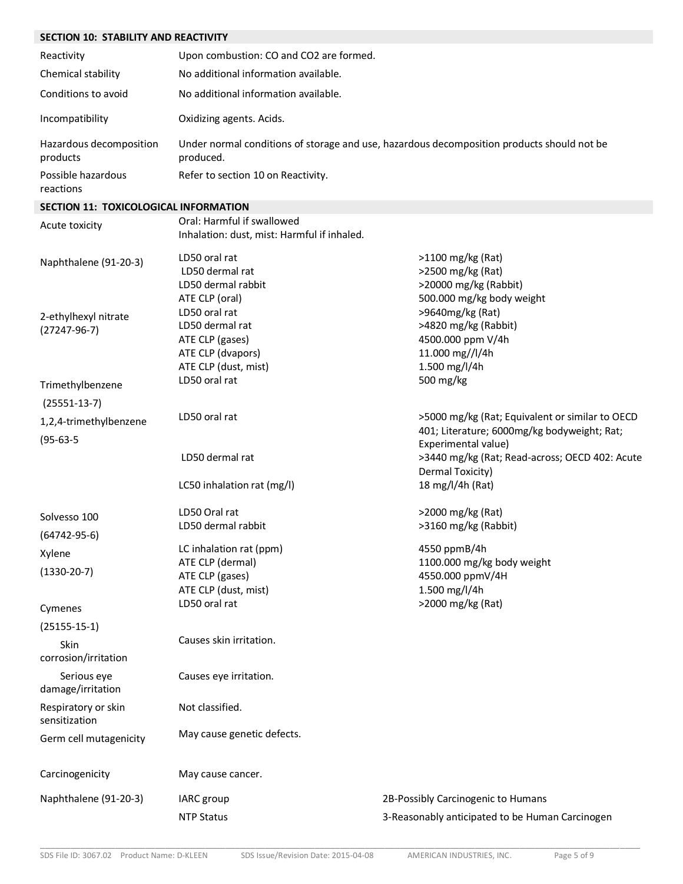## SECTION 10: STABILITY AND REACTIVITY

| | |
|---|---|
| Reactivity | Upon combustion: CO and CO2 are formed. |
| Chemical stability | No additional information available. |
| Conditions to avoid | No additional information available. |
| Incompatibility | Oxidizing agents. Acids. |
| Hazardous decomposition products | Under normal conditions of storage and use, hazardous decomposition products should not be produced. |
| Possible hazardous reactions | Refer to section 10 on Reactivity. |

## SECTION 11: TOXICOLOGICAL INFORMATION

| | | |
|---|---|---|
| Acute toxicity | Oral: Harmful if swallowed<br>Inhalation: dust, mist: Harmful if inhaled. | |
| Naphthalene (91-20-3) | LD50 oral rat | >1100 mg/kg (Rat) |
| | LD50 dermal rat | >2500 mg/kg (Rat) |
| | LD50 dermal rabbit | >20000 mg/kg (Rabbit) |
| | ATE CLP (oral) | 500.000 mg/kg body weight |
| 2-ethylhexyl nitrate (27247-96-7) | LD50 oral rat | >9640mg/kg (Rat) |
| | LD50 dermal rat | >4820 mg/kg (Rabbit) |
| | ATE CLP (gases) | 4500.000 ppm V/4h |
| | ATE CLP (dvapors) | 11.000 mg//l/4h |
| | ATE CLP (dust, mist) | 1.500 mg/l/4h |
| Trimethylbenzene (25551-13-7) | LD50 oral rat | 500 mg/kg |
| 1,2,4-trimethylbenzene (95-63-5 | LD50 oral rat | >5000 mg/kg (Rat; Equivalent or similar to OECD 401; Literature; 6000mg/kg bodyweight; Rat; Experimental value) |
| | LD50 dermal rat | >3440 mg/kg (Rat; Read-across; OECD 402: Acute Dermal Toxicity) |
| | LC50 inhalation rat (mg/l) | 18 mg/l/4h (Rat) |
| Solvesso 100 (64742-95-6) | LD50 Oral rat | >2000 mg/kg (Rat) |
| | LD50 dermal rabbit | >3160 mg/kg (Rabbit) |
| Xylene (1330-20-7) | LC inhalation rat (ppm) | 4550 ppmB/4h |
| | ATE CLP (dermal) | 1100.000 mg/kg body weight |
| | ATE CLP (gases) | 4550.000 ppmV/4H |
| | ATE CLP (dust, mist) | 1.500 mg/l/4h |
| Cymenes (25155-15-1) | LD50 oral rat | >2000 mg/kg (Rat) |
| Skin corrosion/irritation | Causes skin irritation. | |
| Serious eye damage/irritation | Causes eye irritation. | |
| Respiratory or skin sensitization | Not classified. | |
| Germ cell mutagenicity | May cause genetic defects. | |
| Carcinogenicity | May cause cancer. | |
| Naphthalene (91-20-3) | IARC group | 2B-Possibly Carcinogenic to Humans |
| | NTP Status | 3-Reasonably anticipated to be Human Carcinogen |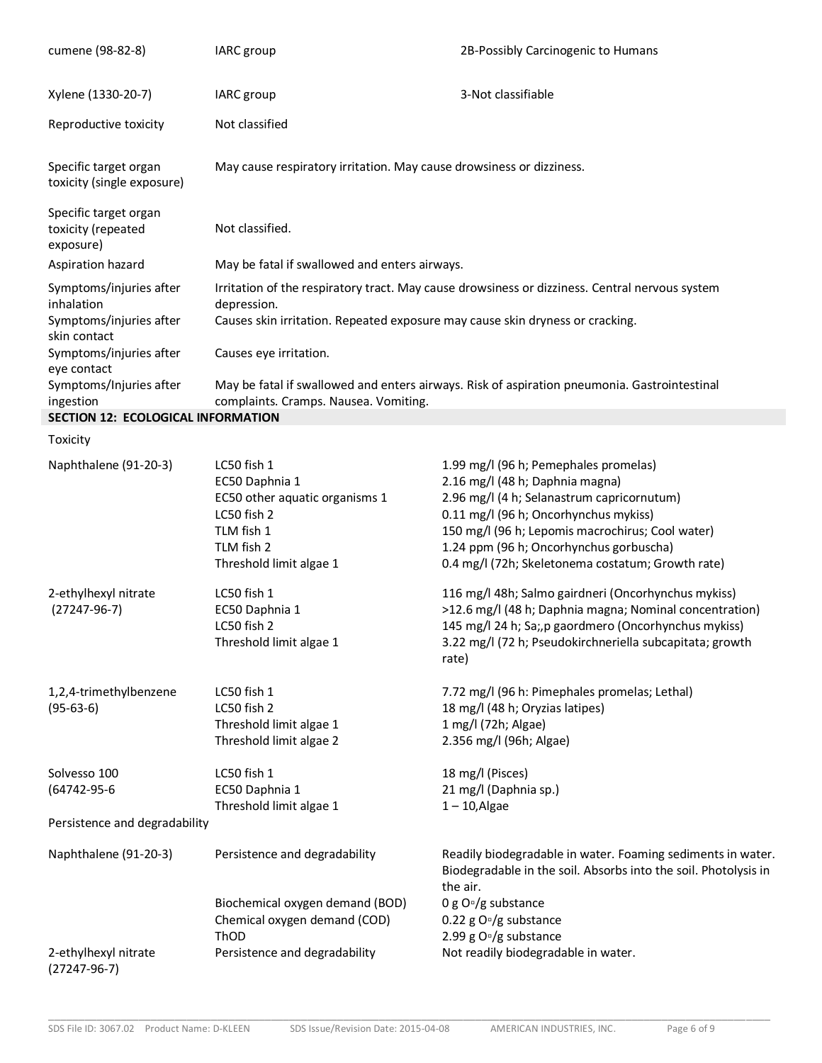| | | |
|---|---|---|
| cumene (98-82-8) | IARC group | 2B-Possibly Carcinogenic to Humans |
| Xylene (1330-20-7) | IARC group | 3-Not classifiable |

| | |
|---|---|
| Reproductive toxicity | Not classified |
| Specific target organ toxicity (single exposure) | May cause respiratory irritation. May cause drowsiness or dizziness. |
| Specific target organ toxicity (repeated exposure) | Not classified. |
| Aspiration hazard | May be fatal if swallowed and enters airways. |
| Symptoms/injuries after inhalation | Irritation of the respiratory tract. May cause drowsiness or dizziness. Central nervous system depression. |
| Symptoms/injuries after skin contact | Causes skin irritation. Repeated exposure may cause skin dryness or cracking. |
| Symptoms/injuries after eye contact | Causes eye irritation. |
| Symptoms/Injuries after ingestion | May be fatal if swallowed and enters airways. Risk of aspiration pneumonia. Gastrointestinal complaints. Cramps. Nausea. Vomiting. |

## SECTION 12: ECOLOGICAL INFORMATION

Toxicity

| | | |
|---|---|---|
| Naphthalene (91-20-3) | LC50 fish 1 | 1.99 mg/l (96 h; Pemephales promelas) |
| | EC50 Daphnia 1 | 2.16 mg/l (48 h; Daphnia magna) |
| | EC50 other aquatic organisms 1 | 2.96 mg/l (4 h; Selanastrum capricornutum) |
| | LC50 fish 2 | 0.11 mg/l (96 h; Oncorhynchus mykiss) |
| | TLM fish 1 | 150 mg/l (96 h; Lepomis macrochirus; Cool water) |
| | TLM fish 2 | 1.24 ppm (96 h; Oncorhynchus gorbuscha) |
| | Threshold limit algae 1 | 0.4 mg/l (72h; Skeletonema costatum; Growth rate) |
| 2-ethylhexyl nitrate (27247-96-7) | LC50 fish 1 | 116 mg/l 48h; Salmo gairdneri (Oncorhynchus mykiss) |
| | EC50 Daphnia 1 | >12.6 mg/l (48 h; Daphnia magna; Nominal concentration) |
| | LC50 fish 2 | 145 mg/l 24 h; Sa;,p gaordmero (Oncorhynchus mykiss) |
| | Threshold limit algae 1 | 3.22 mg/l (72 h; Pseudokirchneriella subcapitata; growth rate) |
| 1,2,4-trimethylbenzene (95-63-6) | LC50 fish 1 | 7.72 mg/l (96 h: Pimephales promelas; Lethal) |
| | LC50 fish 2 | 18 mg/l (48 h; Oryzias latipes) |
| | Threshold limit algae 1 | 1 mg/l (72h; Algae) |
| | Threshold limit algae 2 | 2.356 mg/l (96h; Algae) |
| Solvesso 100 (64742-95-6 | LC50 fish 1 | 18 mg/l (Pisces) |
| | EC50 Daphnia 1 | 21 mg/l (Daphnia sp.) |
| | Threshold limit algae 1 | 1 – 10,Algae |

Persistence and degradability

| | | |
|---|---|---|
| Naphthalene (91-20-3) | Persistence and degradability | Readily biodegradable in water. Foaming sediments in water. Biodegradable in the soil. Absorbs into the soil. Photolysis in the air. |
| | Biochemical oxygen demand (BOD) | 0 g O▫/g substance |
| | Chemical oxygen demand (COD) | 0.22 g O▫/g substance |
| | ThOD | 2.99 g O▫/g substance |
| 2-ethylhexyl nitrate (27247-96-7) | Persistence and degradability | Not readily biodegradable in water. |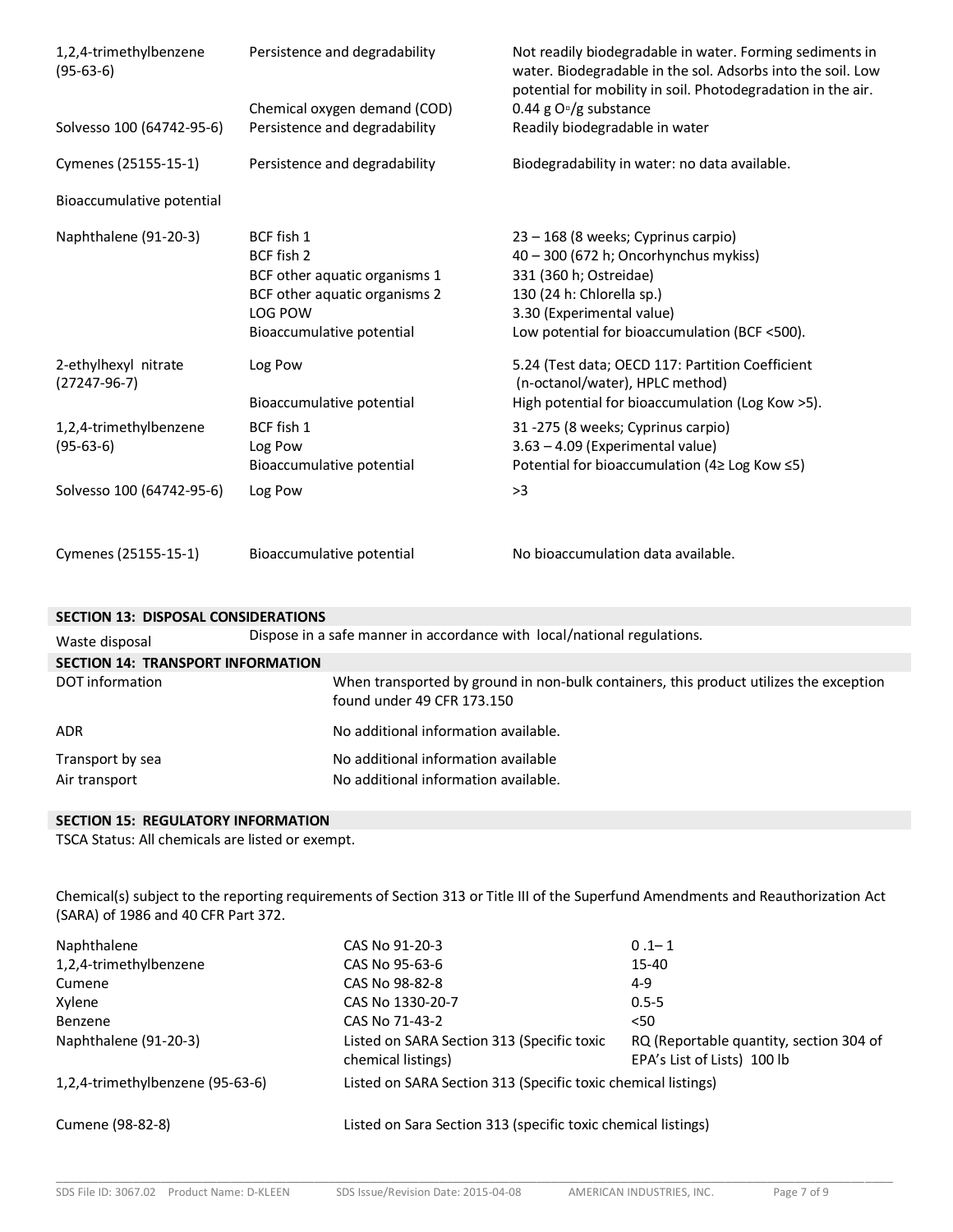| | | |
|---|---|---|
| 1,2,4-trimethylbenzene (95-63-6) | Persistence and degradability | Not readily biodegradable in water. Forming sediments in water. Biodegradable in the sol. Adsorbs into the soil. Low potential for mobility in soil. Photodegradation in the air. |
| | Chemical oxygen demand (COD) | 0.44 g $O_2$/g substance |
| Solvesso 100 (64742-95-6) | Persistence and degradability | Readily biodegradable in water |
| Cymenes (25155-15-1) | Persistence and degradability | Biodegradability in water: no data available. |
| Bioaccumulative potential | | |
| Naphthalene (91-20-3) | BCF fish 1 | 23 – 168 (8 weeks; Cyprinus carpio) |
| | BCF fish 2 | 40 – 300 (672 h; Oncorhynchus mykiss) |
| | BCF other aquatic organisms 1 | 331 (360 h; Ostreidae) |
| | BCF other aquatic organisms 2 | 130 (24 h: Chlorella sp.) |
| | LOG POW | 3.30 (Experimental value) |
| | Bioaccumulative potential | Low potential for bioaccumulation (BCF <500). |
| 2-ethylhexyl nitrate (27247-96-7) | Log Pow | 5.24 (Test data; OECD 117: Partition Coefficient (n-octanol/water), HPLC method) |
| | Bioaccumulative potential | High potential for bioaccumulation (Log Kow >5). |
| 1,2,4-trimethylbenzene (95-63-6) | BCF fish 1 | 31 -275 (8 weeks; Cyprinus carpio) |
| | Log Pow | 3.63 – 4.09 (Experimental value) |
| | Bioaccumulative potential | Potential for bioaccumulation (4≥ Log Kow ≤5) |
| Solvesso 100 (64742-95-6) | Log Pow | >3 |
| Cymenes (25155-15-1) | Bioaccumulative potential | No bioaccumulation data available. |

## SECTION 13: DISPOSAL CONSIDERATIONS

| | |
|---|---|
| Waste disposal | Dispose in a safe manner in accordance with local/national regulations. |

## SECTION 14: TRANSPORT INFORMATION

| | |
|---|---|
| DOT information | When transported by ground in non-bulk containers, this product utilizes the exception found under 49 CFR 173.150 |
| ADR | No additional information available. |
| Transport by sea | No additional information available |
| Air transport | No additional information available. |

## SECTION 15: REGULATORY INFORMATION

TSCA Status: All chemicals are listed or exempt.

Chemical(s) subject to the reporting requirements of Section 313 or Title III of the Superfund Amendments and Reauthorization Act (SARA) of 1986 and 40 CFR Part 372.

| | | |
|---|---|---|
| Naphthalene | CAS No 91-20-3 | 0 .1– 1 |
| 1,2,4-trimethylbenzene | CAS No 95-63-6 | 15-40 |
| Cumene | CAS No 98-82-8 | 4-9 |
| Xylene | CAS No 1330-20-7 | 0.5-5 |
| Benzene | CAS No 71-43-2 | <50 |
| Naphthalene (91-20-3) | Listed on SARA Section 313 (Specific toxic chemical listings) | RQ (Reportable quantity, section 304 of EPA's List of Lists) 100 lb |
| 1,2,4-trimethylbenzene (95-63-6) | Listed on SARA Section 313 (Specific toxic chemical listings) | |
| Cumene (98-82-8) | Listed on Sara Section 313 (specific toxic chemical listings) | |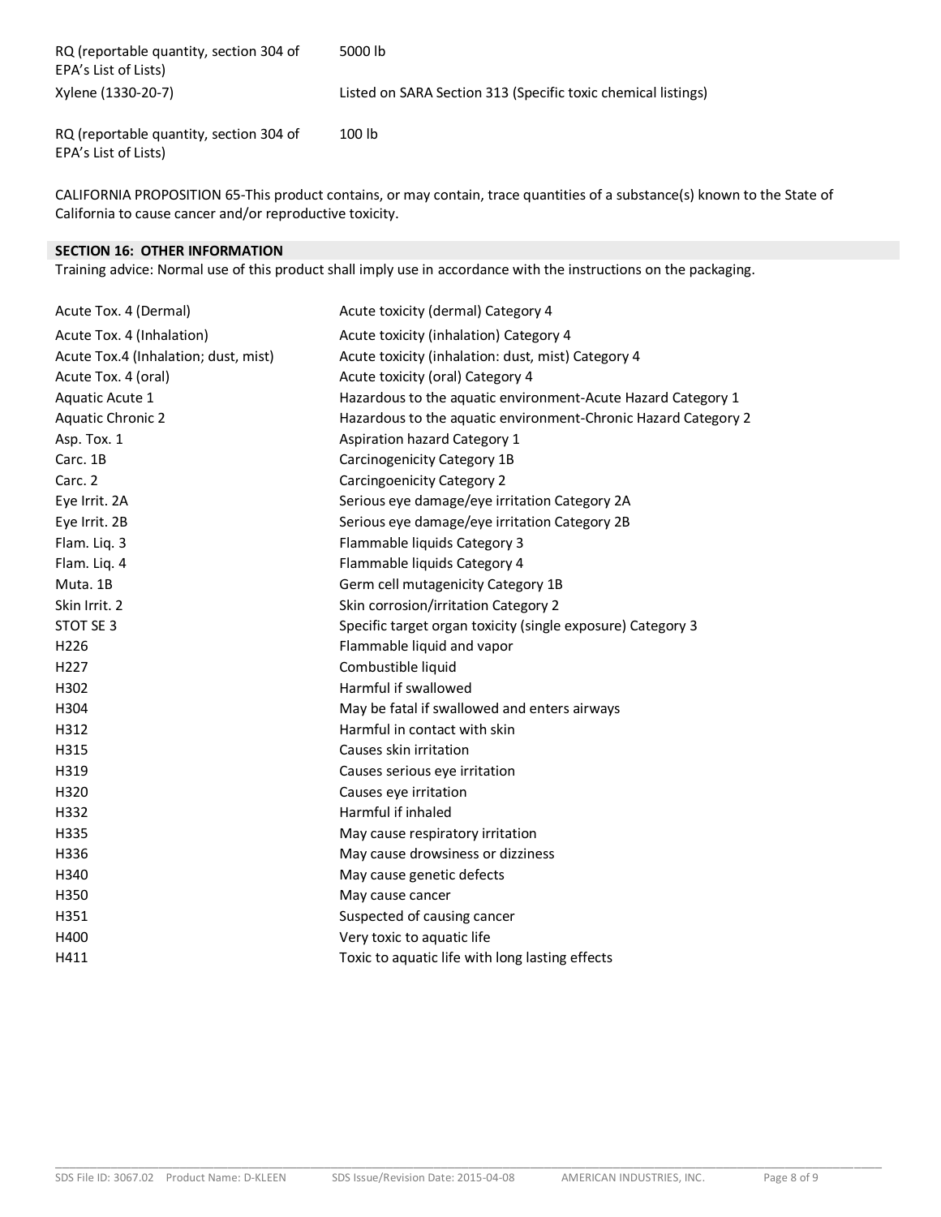| | |
|---|---|
| RQ (reportable quantity, section 304 of EPA's List of Lists) | 5000 lb |
| Xylene (1330-20-7) | Listed on SARA Section 313 (Specific toxic chemical listings) |
| RQ (reportable quantity, section 304 of EPA's List of Lists) | 100 lb |

CALIFORNIA PROPOSITION 65-This product contains, or may contain, trace quantities of a substance(s) known to the State of California to cause cancer and/or reproductive toxicity.

## SECTION 16: OTHER INFORMATION

Training advice: Normal use of this product shall imply use in accordance with the instructions on the packaging.

| | |
|---|---|
| Acute Tox. 4 (Dermal) | Acute toxicity (dermal) Category 4 |
| Acute Tox. 4 (Inhalation) | Acute toxicity (inhalation) Category 4 |
| Acute Tox.4 (Inhalation; dust, mist) | Acute toxicity (inhalation: dust, mist) Category 4 |
| Acute Tox. 4 (oral) | Acute toxicity (oral) Category 4 |
| Aquatic Acute 1 | Hazardous to the aquatic environment-Acute Hazard Category 1 |
| Aquatic Chronic 2 | Hazardous to the aquatic environment-Chronic Hazard Category 2 |
| Asp. Tox. 1 | Aspiration hazard Category 1 |
| Carc. 1B | Carcinogenicity Category 1B |
| Carc. 2 | Carcingoenicity Category 2 |
| Eye Irrit. 2A | Serious eye damage/eye irritation Category 2A |
| Eye Irrit. 2B | Serious eye damage/eye irritation Category 2B |
| Flam. Liq. 3 | Flammable liquids Category 3 |
| Flam. Liq. 4 | Flammable liquids Category 4 |
| Muta. 1B | Germ cell mutagenicity Category 1B |
| Skin Irrit. 2 | Skin corrosion/irritation Category 2 |
| STOT SE 3 | Specific target organ toxicity (single exposure) Category 3 |
| H226 | Flammable liquid and vapor |
| H227 | Combustible liquid |
| H302 | Harmful if swallowed |
| H304 | May be fatal if swallowed and enters airways |
| H312 | Harmful in contact with skin |
| H315 | Causes skin irritation |
| H319 | Causes serious eye irritation |
| H320 | Causes eye irritation |
| H332 | Harmful if inhaled |
| H335 | May cause respiratory irritation |
| H336 | May cause drowsiness or dizziness |
| H340 | May cause genetic defects |
| H350 | May cause cancer |
| H351 | Suspected of causing cancer |
| H400 | Very toxic to aquatic life |
| H411 | Toxic to aquatic life with long lasting effects |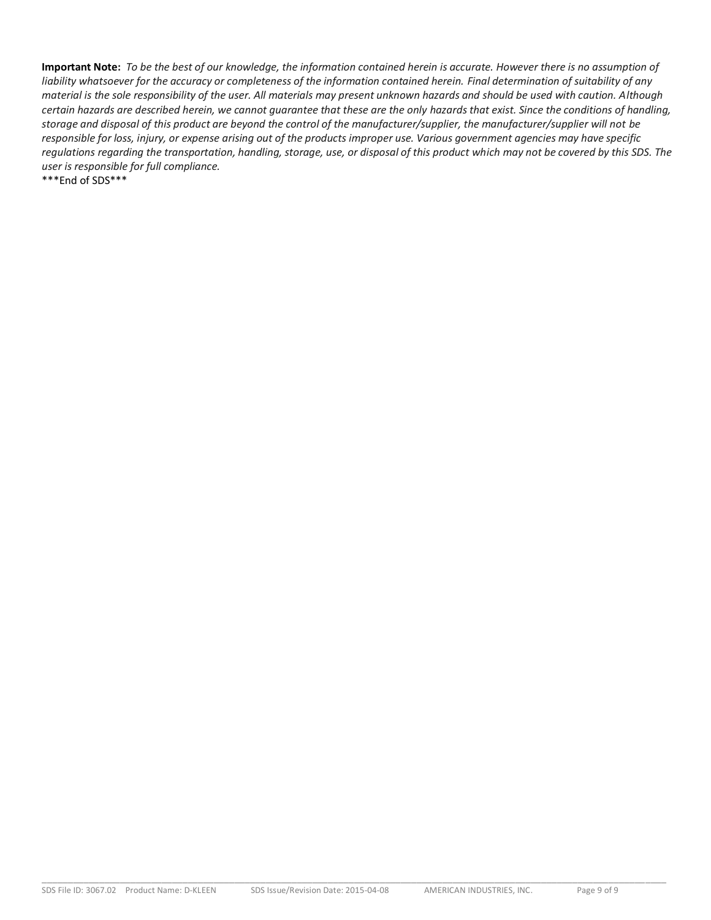**Important Note:** *To be the best of our knowledge, the information contained herein is accurate. However there is no assumption of liability whatsoever for the accuracy or completeness of the information contained herein. Final determination of suitability of any material is the sole responsibility of the user. All materials may present unknown hazards and should be used with caution. Although certain hazards are described herein, we cannot guarantee that these are the only hazards that exist. Since the conditions of handling, storage and disposal of this product are beyond the control of the manufacturer/supplier, the manufacturer/supplier will not be responsible for loss, injury, or expense arising out of the products improper use. Various government agencies may have specific regulations regarding the transportation, handling, storage, use, or disposal of this product which may not be covered by this SDS. The user is responsible for full compliance.*

***End of SDS***